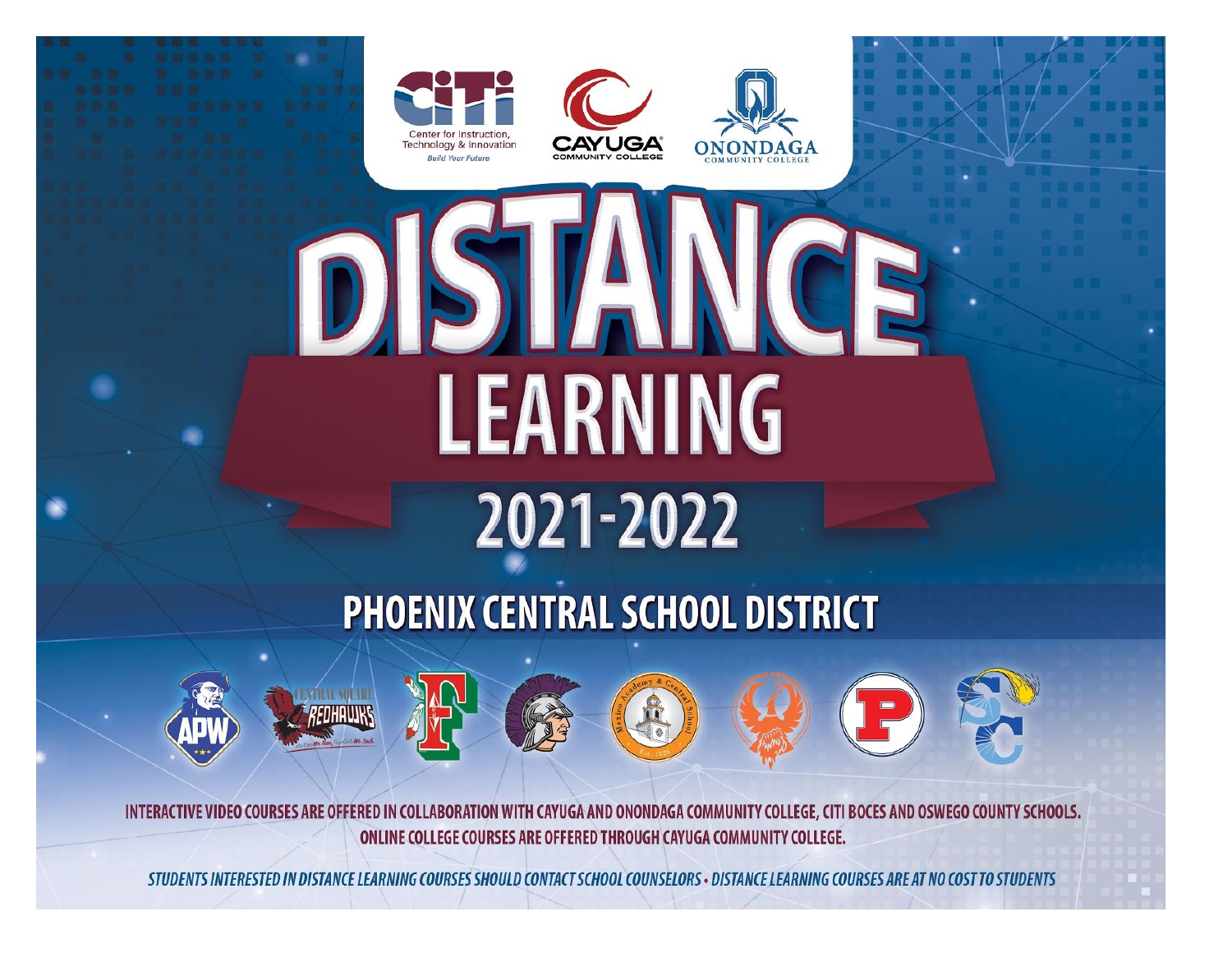Center for Instruction, Technology & Innovation
*Build Your Future*

# DISTANCE LEARNING

## 2021-2022

## PHOENIX CENTRAL SCHOOL DISTRICT

**INTERACTIVE VIDEO COURSES ARE OFFERED IN COLLABORATION WITH CAYUGA AND ONONDAGA COMMUNITY COLLEGE, CITI BOCES AND OSWEGO COUNTY SCHOOLS. ONLINE COLLEGE COURSES ARE OFFERED THROUGH CAYUGA COMMUNITY COLLEGE.**

***STUDENTS INTERESTED IN DISTANCE LEARNING COURSES SHOULD CONTACT SCHOOL COUNSELORS • DISTANCE LEARNING COURSES ARE AT NO COST TO STUDENTS***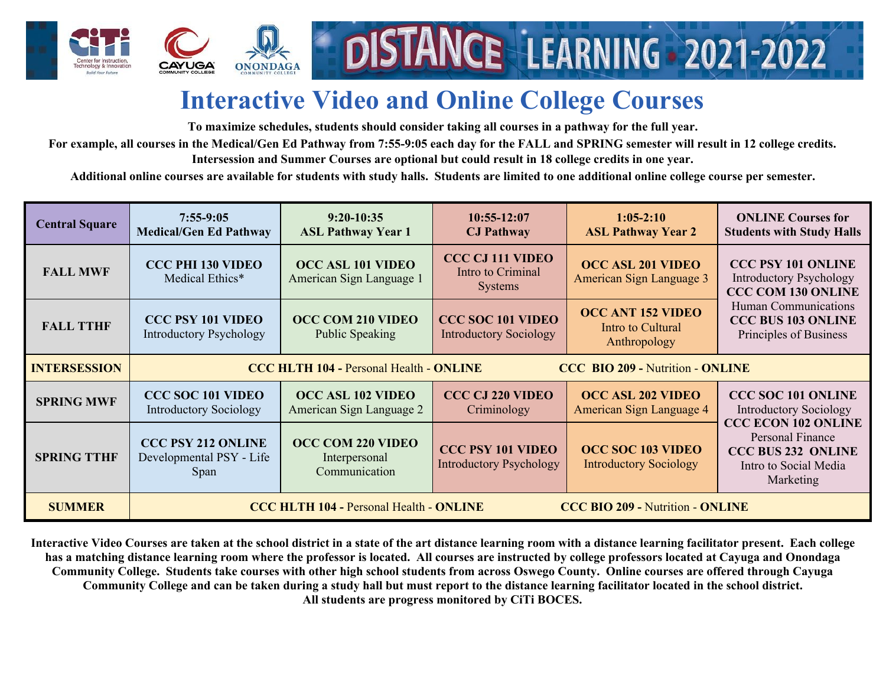# DISTANCE LEARNING 2021-2022

## Interactive Video and Online College Courses

**To maximize schedules, students should consider taking all courses in a pathway for the full year.**

**For example, all courses in the Medical/Gen Ed Pathway from 7:55-9:05 each day for the FALL and SPRING semester will result in 12 college credits.**

**Intersession and Summer Courses are optional but could result in 18 college credits in one year.**

**Additional online courses are available for students with study halls. Students are limited to one additional online college course per semester.**

| Central Square | 7:55-9:05 Medical/Gen Ed Pathway | 9:20-10:35 ASL Pathway Year 1 | 10:55-12:07 CJ Pathway | 1:05-2:10 ASL Pathway Year 2 | ONLINE Courses for Students with Study Halls |
|---|---|---|---|---|---|
| **FALL MWF** | **CCC PHI 130 VIDEO** Medical Ethics* | **OCC ASL 101 VIDEO** American Sign Language 1 | **CCC CJ 111 VIDEO** Intro to Criminal Systems | **OCC ASL 201 VIDEO** American Sign Language 3 | **CCC PSY 101 ONLINE** Introductory Psychology **CCC COM 130 ONLINE** Human Communications **CCC BUS 103 ONLINE** Principles of Business |
| **FALL TTHF** | **CCC PSY 101 VIDEO** Introductory Psychology | **OCC COM 210 VIDEO** Public Speaking | **CCC SOC 101 VIDEO** Introductory Sociology | **OCC ANT 152 VIDEO** Intro to Cultural Anthropology | |
| **INTERSESSION** | **CCC HLTH 104 -** Personal Health - **ONLINE** | | **CCC BIO 209 -** Nutrition - **ONLINE** | | |
| **SPRING MWF** | **CCC SOC 101 VIDEO** Introductory Sociology | **OCC ASL 102 VIDEO** American Sign Language 2 | **CCC CJ 220 VIDEO** Criminology | **OCC ASL 202 VIDEO** American Sign Language 4 | **CCC SOC 101 ONLINE** Introductory Sociology **CCC ECON 102 ONLINE** Personal Finance **CCC BUS 232 ONLINE** Intro to Social Media Marketing |
| **SPRING TTHF** | **CCC PSY 212 ONLINE** Developmental PSY - Life Span | **OCC COM 220 VIDEO** Interpersonal Communication | **CCC PSY 101 VIDEO** Introductory Psychology | **OCC SOC 103 VIDEO** Introductory Sociology | |
| **SUMMER** | **CCC HLTH 104 -** Personal Health - **ONLINE** | | **CCC BIO 209 -** Nutrition - **ONLINE** | | |

**Interactive Video Courses are taken at the school district in a state of the art distance learning room with a distance learning facilitator present. Each college has a matching distance learning room where the professor is located. All courses are instructed by college professors located at Cayuga and Onondaga Community College. Students take courses with other high school students from across Oswego County. Online courses are offered through Cayuga Community College and can be taken during a study hall but must report to the distance learning facilitator located in the school district.**
**All students are progress monitored by CiTi BOCES.**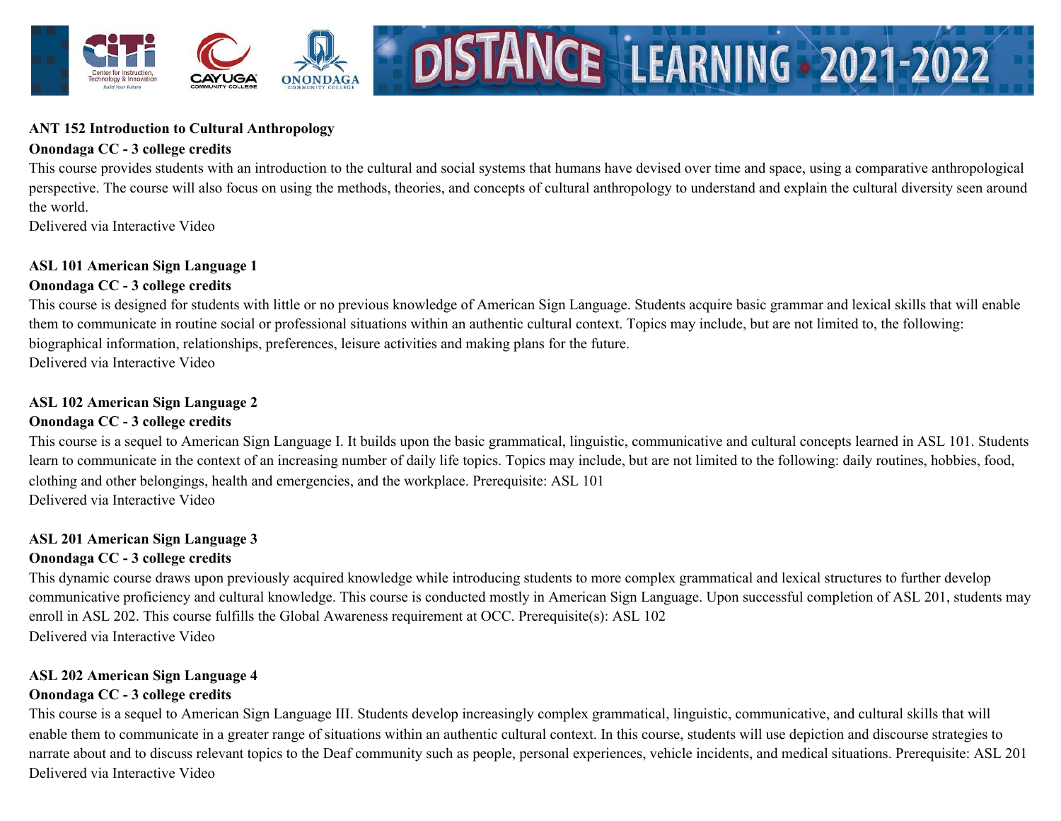**ANT 152 Introduction to Cultural Anthropology**
**Onondaga CC - 3 college credits**
This course provides students with an introduction to the cultural and social systems that humans have devised over time and space, using a comparative anthropological perspective. The course will also focus on using the methods, theories, and concepts of cultural anthropology to understand and explain the cultural diversity seen around the world.
Delivered via Interactive Video

**ASL 101 American Sign Language 1**
**Onondaga CC - 3 college credits**
This course is designed for students with little or no previous knowledge of American Sign Language. Students acquire basic grammar and lexical skills that will enable them to communicate in routine social or professional situations within an authentic cultural context. Topics may include, but are not limited to, the following: biographical information, relationships, preferences, leisure activities and making plans for the future.
Delivered via Interactive Video

**ASL 102 American Sign Language 2**
**Onondaga CC - 3 college credits**
This course is a sequel to American Sign Language I. It builds upon the basic grammatical, linguistic, communicative and cultural concepts learned in ASL 101. Students learn to communicate in the context of an increasing number of daily life topics. Topics may include, but are not limited to the following: daily routines, hobbies, food, clothing and other belongings, health and emergencies, and the workplace. Prerequisite: ASL 101
Delivered via Interactive Video

**ASL 201 American Sign Language 3**
**Onondaga CC - 3 college credits**
This dynamic course draws upon previously acquired knowledge while introducing students to more complex grammatical and lexical structures to further develop communicative proficiency and cultural knowledge. This course is conducted mostly in American Sign Language. Upon successful completion of ASL 201, students may enroll in ASL 202. This course fulfills the Global Awareness requirement at OCC. Prerequisite(s): ASL 102
Delivered via Interactive Video

**ASL 202 American Sign Language 4**
**Onondaga CC - 3 college credits**
This course is a sequel to American Sign Language III. Students develop increasingly complex grammatical, linguistic, communicative, and cultural skills that will enable them to communicate in a greater range of situations within an authentic cultural context. In this course, students will use depiction and discourse strategies to narrate about and to discuss relevant topics to the Deaf community such as people, personal experiences, vehicle incidents, and medical situations. Prerequisite: ASL 201
Delivered via Interactive Video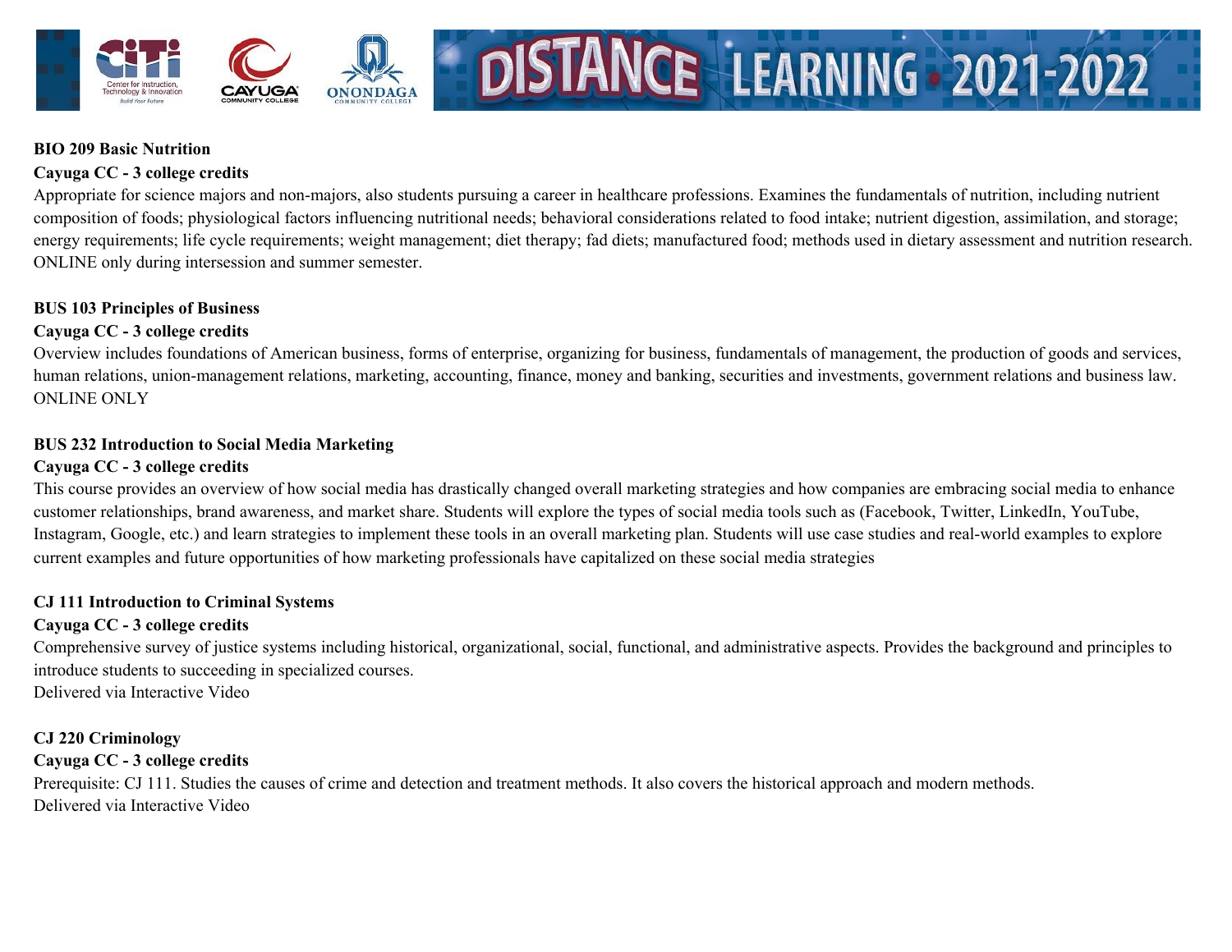**BIO 209 Basic Nutrition**

**Cayuga CC - 3 college credits**

Appropriate for science majors and non-majors, also students pursuing a career in healthcare professions. Examines the fundamentals of nutrition, including nutrient composition of foods; physiological factors influencing nutritional needs; behavioral considerations related to food intake; nutrient digestion, assimilation, and storage; energy requirements; life cycle requirements; weight management; diet therapy; fad diets; manufactured food; methods used in dietary assessment and nutrition research. ONLINE only during intersession and summer semester.

**BUS 103 Principles of Business**

**Cayuga CC - 3 college credits**

Overview includes foundations of American business, forms of enterprise, organizing for business, fundamentals of management, the production of goods and services, human relations, union-management relations, marketing, accounting, finance, money and banking, securities and investments, government relations and business law. ONLINE ONLY

**BUS 232 Introduction to Social Media Marketing**

**Cayuga CC - 3 college credits**

This course provides an overview of how social media has drastically changed overall marketing strategies and how companies are embracing social media to enhance customer relationships, brand awareness, and market share. Students will explore the types of social media tools such as (Facebook, Twitter, LinkedIn, YouTube, Instagram, Google, etc.) and learn strategies to implement these tools in an overall marketing plan. Students will use case studies and real-world examples to explore current examples and future opportunities of how marketing professionals have capitalized on these social media strategies

**CJ 111 Introduction to Criminal Systems**

**Cayuga CC - 3 college credits**

Comprehensive survey of justice systems including historical, organizational, social, functional, and administrative aspects. Provides the background and principles to introduce students to succeeding in specialized courses.
Delivered via Interactive Video

**CJ 220 Criminology**

**Cayuga CC - 3 college credits**

Prerequisite: CJ 111. Studies the causes of crime and detection and treatment methods. It also covers the historical approach and modern methods.
Delivered via Interactive Video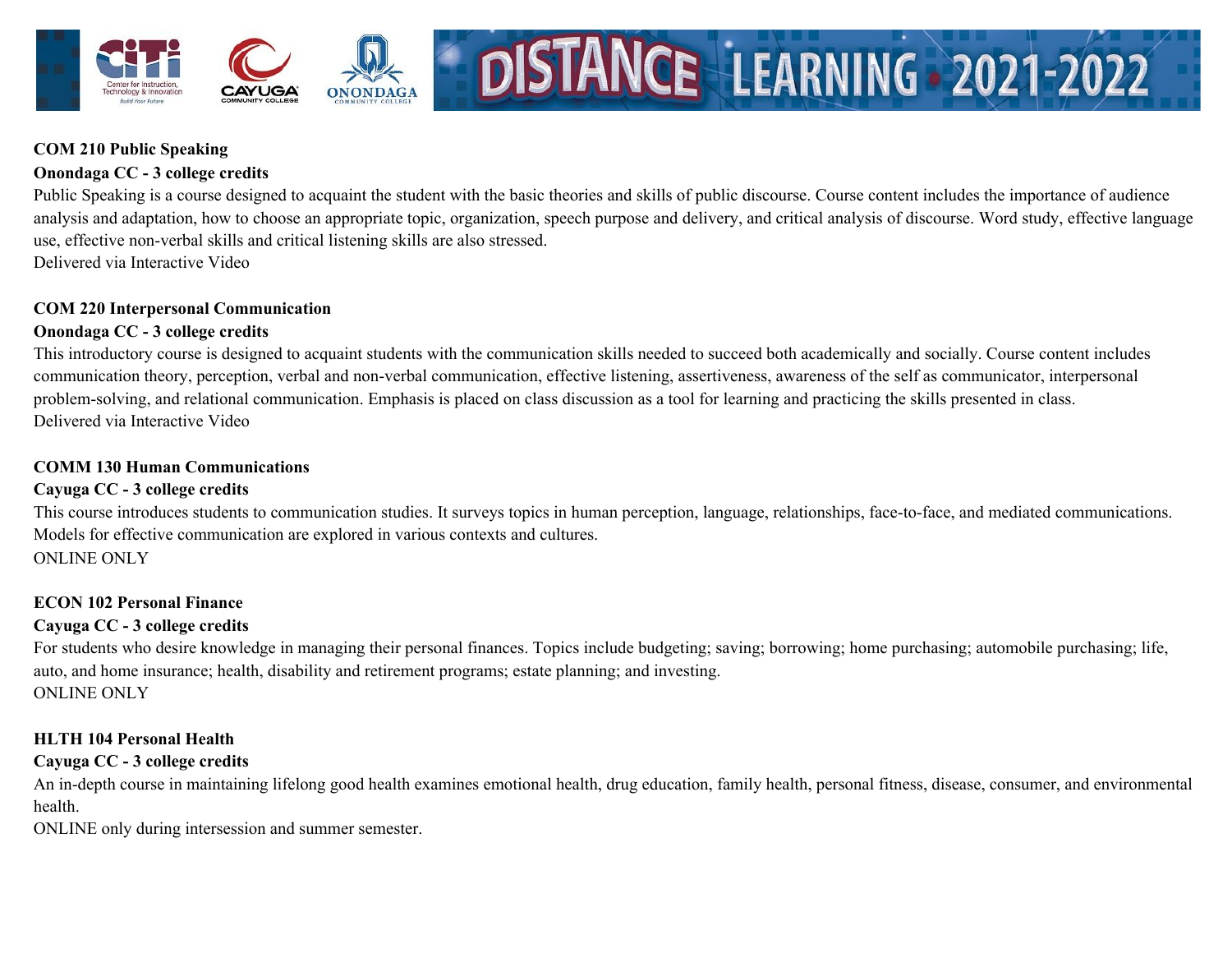**COM 210 Public Speaking**

**Onondaga CC - 3 college credits**

Public Speaking is a course designed to acquaint the student with the basic theories and skills of public discourse. Course content includes the importance of audience analysis and adaptation, how to choose an appropriate topic, organization, speech purpose and delivery, and critical analysis of discourse. Word study, effective language use, effective non-verbal skills and critical listening skills are also stressed.

Delivered via Interactive Video

**COM 220 Interpersonal Communication**

**Onondaga CC - 3 college credits**

This introductory course is designed to acquaint students with the communication skills needed to succeed both academically and socially. Course content includes communication theory, perception, verbal and non-verbal communication, effective listening, assertiveness, awareness of the self as communicator, interpersonal problem-solving, and relational communication. Emphasis is placed on class discussion as a tool for learning and practicing the skills presented in class.

Delivered via Interactive Video

**COMM 130 Human Communications**

**Cayuga CC - 3 college credits**

This course introduces students to communication studies. It surveys topics in human perception, language, relationships, face-to-face, and mediated communications. Models for effective communication are explored in various contexts and cultures.

ONLINE ONLY

**ECON 102 Personal Finance**

**Cayuga CC - 3 college credits**

For students who desire knowledge in managing their personal finances. Topics include budgeting; saving; borrowing; home purchasing; automobile purchasing; life, auto, and home insurance; health, disability and retirement programs; estate planning; and investing.

ONLINE ONLY

**HLTH 104 Personal Health**

**Cayuga CC - 3 college credits**

An in-depth course in maintaining lifelong good health examines emotional health, drug education, family health, personal fitness, disease, consumer, and environmental health.

ONLINE only during intersession and summer semester.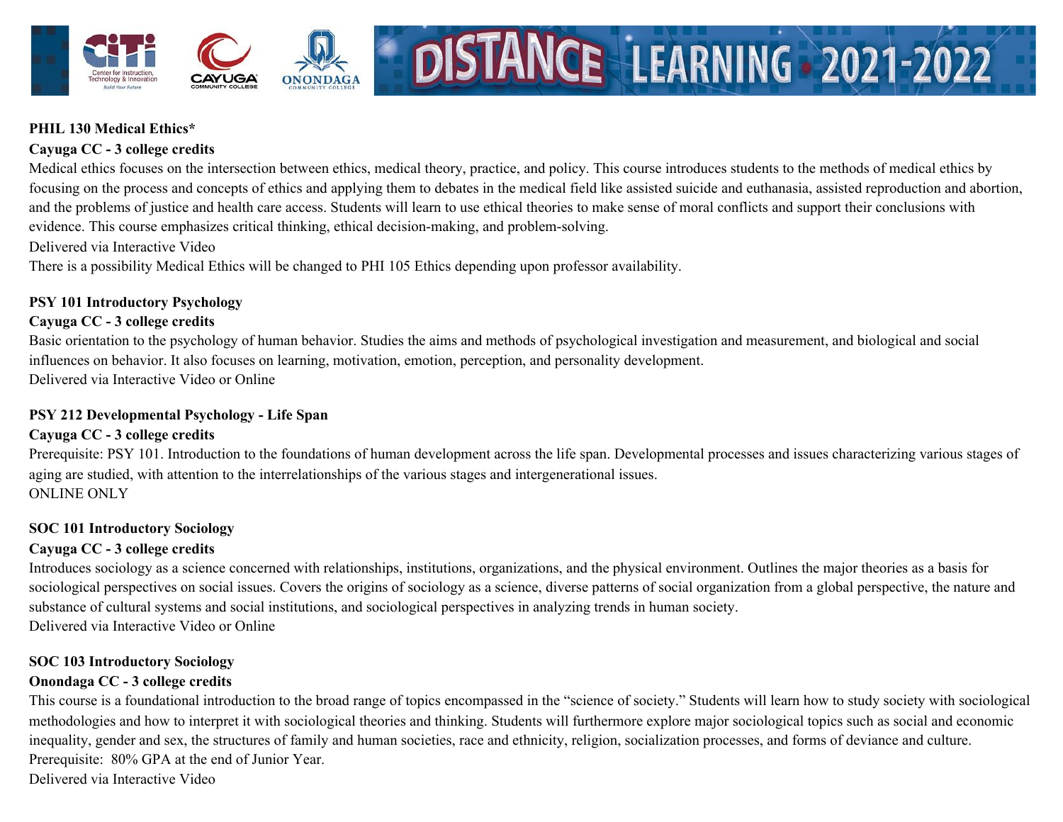**PHIL 130 Medical Ethics***

**Cayuga CC - 3 college credits**

Medical ethics focuses on the intersection between ethics, medical theory, practice, and policy. This course introduces students to the methods of medical ethics by focusing on the process and concepts of ethics and applying them to debates in the medical field like assisted suicide and euthanasia, assisted reproduction and abortion, and the problems of justice and health care access. Students will learn to use ethical theories to make sense of moral conflicts and support their conclusions with evidence. This course emphasizes critical thinking, ethical decision-making, and problem-solving.

Delivered via Interactive Video

There is a possibility Medical Ethics will be changed to PHI 105 Ethics depending upon professor availability.

**PSY 101 Introductory Psychology**

**Cayuga CC - 3 college credits**

Basic orientation to the psychology of human behavior. Studies the aims and methods of psychological investigation and measurement, and biological and social influences on behavior. It also focuses on learning, motivation, emotion, perception, and personality development.

Delivered via Interactive Video or Online

**PSY 212 Developmental Psychology - Life Span**

**Cayuga CC - 3 college credits**

Prerequisite: PSY 101. Introduction to the foundations of human development across the life span. Developmental processes and issues characterizing various stages of aging are studied, with attention to the interrelationships of the various stages and intergenerational issues.

ONLINE ONLY

**SOC 101 Introductory Sociology**

**Cayuga CC - 3 college credits**

Introduces sociology as a science concerned with relationships, institutions, organizations, and the physical environment. Outlines the major theories as a basis for sociological perspectives on social issues. Covers the origins of sociology as a science, diverse patterns of social organization from a global perspective, the nature and substance of cultural systems and social institutions, and sociological perspectives in analyzing trends in human society.

Delivered via Interactive Video or Online

**SOC 103 Introductory Sociology**

**Onondaga CC - 3 college credits**

This course is a foundational introduction to the broad range of topics encompassed in the "science of society." Students will learn how to study society with sociological methodologies and how to interpret it with sociological theories and thinking. Students will furthermore explore major sociological topics such as social and economic inequality, gender and sex, the structures of family and human societies, race and ethnicity, religion, socialization processes, and forms of deviance and culture.

Prerequisite: 80% GPA at the end of Junior Year.

Delivered via Interactive Video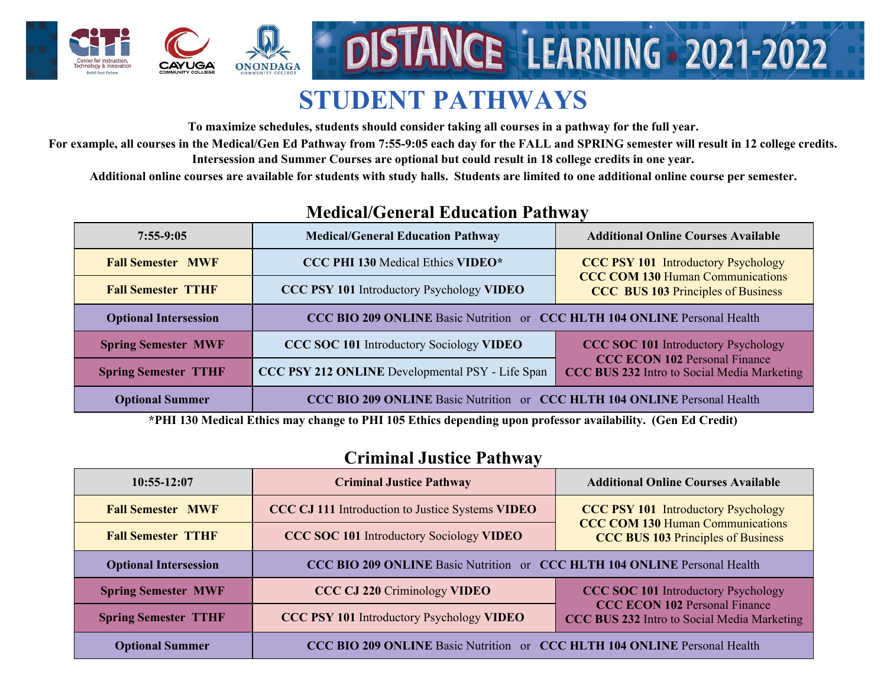# DISTANCE LEARNING 2021-2022

# STUDENT PATHWAYS

**To maximize schedules, students should consider taking all courses in a pathway for the full year.**

**For example, all courses in the Medical/Gen Ed Pathway from 7:55-9:05 each day for the FALL and SPRING semester will result in 12 college credits.**

**Intersession and Summer Courses are optional but could result in 18 college credits in one year.**

**Additional online courses are available for students with study halls. Students are limited to one additional online course per semester.**

## Medical/General Education Pathway

| 7:55-9:05 | Medical/General Education Pathway | Additional Online Courses Available |
|---|---|---|
| **Fall Semester MWF** | **CCC PHI 130** Medical Ethics **VIDEO*** | **CCC PSY 101** Introductory Psychology<br>**CCC COM 130** Human Communications<br>**CCC BUS 103** Principles of Business |
| **Fall Semester TTHF** | **CCC PSY 101** Introductory Psychology **VIDEO** | |
| **Optional Intersession** | **CCC BIO 209 ONLINE** Basic Nutrition or **CCC HLTH 104 ONLINE** Personal Health | |
| **Spring Semester MWF** | **CCC SOC 101** Introductory Sociology **VIDEO** | **CCC SOC 101** Introductory Psychology<br>**CCC ECON 102** Personal Finance<br>**CCC BUS 232** Intro to Social Media Marketing |
| **Spring Semester TTHF** | **CCC PSY 212 ONLINE** Developmental PSY - Life Span | |
| **Optional Summer** | **CCC BIO 209 ONLINE** Basic Nutrition or **CCC HLTH 104 ONLINE** Personal Health | |

***PHI 130 Medical Ethics may change to PHI 105 Ethics depending upon professor availability. (Gen Ed Credit)**

## Criminal Justice Pathway

| 10:55-12:07 | Criminal Justice Pathway | Additional Online Courses Available |
|---|---|---|
| **Fall Semester MWF** | **CCC CJ 111** Introduction to Justice Systems **VIDEO** | **CCC PSY 101** Introductory Psychology<br>**CCC COM 130** Human Communications<br>**CCC BUS 103** Principles of Business |
| **Fall Semester TTHF** | **CCC SOC 101** Introductory Sociology **VIDEO** | |
| **Optional Intersession** | **CCC BIO 209 ONLINE** Basic Nutrition or **CCC HLTH 104 ONLINE** Personal Health | |
| **Spring Semester MWF** | **CCC CJ 220** Criminology **VIDEO** | **CCC SOC 101** Introductory Psychology<br>**CCC ECON 102** Personal Finance<br>**CCC BUS 232** Intro to Social Media Marketing |
| **Spring Semester TTHF** | **CCC PSY 101** Introductory Psychology **VIDEO** | |
| **Optional Summer** | **CCC BIO 209 ONLINE** Basic Nutrition or **CCC HLTH 104 ONLINE** Personal Health | |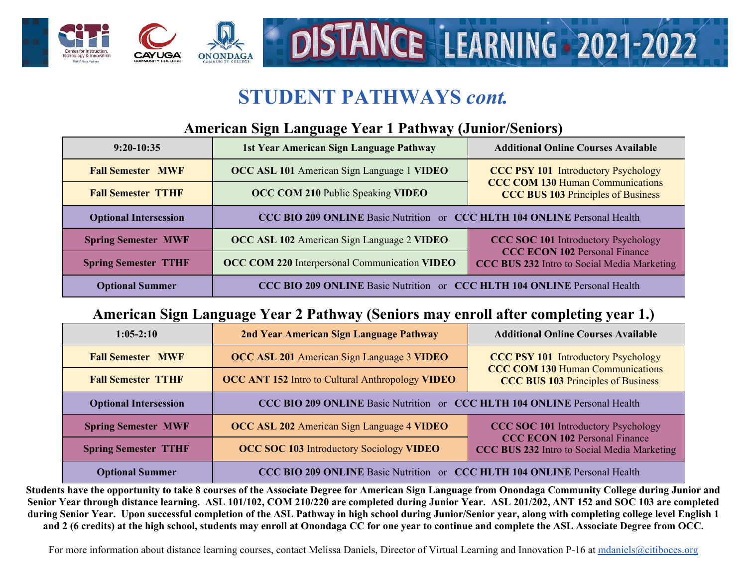# STUDENT PATHWAYS *cont.*

## American Sign Language Year 1 Pathway (Junior/Seniors)

| 9:20-10:35 | 1st Year American Sign Language Pathway | Additional Online Courses Available |
|---|---|---|
| **Fall Semester MWF** | **OCC ASL 101** American Sign Language 1 **VIDEO** | **CCC PSY 101** Introductory Psychology<br>**CCC COM 130** Human Communications<br>**CCC BUS 103** Principles of Business |
| **Fall Semester TTHF** | **OCC COM 210** Public Speaking **VIDEO** | |
| **Optional Intersession** | **CCC BIO 209 ONLINE** Basic Nutrition or **CCC HLTH 104 ONLINE** Personal Health | |
| **Spring Semester MWF** | **OCC ASL 102** American Sign Language 2 **VIDEO** | **CCC SOC 101** Introductory Psychology<br>**CCC ECON 102** Personal Finance<br>**CCC BUS 232** Intro to Social Media Marketing |
| **Spring Semester TTHF** | **OCC COM 220** Interpersonal Communication **VIDEO** | |
| **Optional Summer** | **CCC BIO 209 ONLINE** Basic Nutrition or **CCC HLTH 104 ONLINE** Personal Health | |

## American Sign Language Year 2 Pathway (Seniors may enroll after completing year 1.)

| 1:05-2:10 | 2nd Year American Sign Language Pathway | Additional Online Courses Available |
|---|---|---|
| **Fall Semester MWF** | **OCC ASL 201** American Sign Language 3 **VIDEO** | **CCC PSY 101** Introductory Psychology<br>**CCC COM 130** Human Communications<br>**CCC BUS 103** Principles of Business |
| **Fall Semester TTHF** | **OCC ANT 152** Intro to Cultural Anthropology **VIDEO** | |
| **Optional Intersession** | **CCC BIO 209 ONLINE** Basic Nutrition or **CCC HLTH 104 ONLINE** Personal Health | |
| **Spring Semester MWF** | **OCC ASL 202** American Sign Language 4 **VIDEO** | **CCC SOC 101** Introductory Psychology<br>**CCC ECON 102** Personal Finance<br>**CCC BUS 232** Intro to Social Media Marketing |
| **Spring Semester TTHF** | **OCC SOC 103** Introductory Sociology **VIDEO** | |
| **Optional Summer** | **CCC BIO 209 ONLINE** Basic Nutrition or **CCC HLTH 104 ONLINE** Personal Health | |

**Students have the opportunity to take 8 courses of the Associate Degree for American Sign Language from Onondaga Community College during Junior and Senior Year through distance learning. ASL 101/102, COM 210/220 are completed during Junior Year. ASL 201/202, ANT 152 and SOC 103 are completed during Senior Year. Upon successful completion of the ASL Pathway in high school during Junior/Senior year, along with completing college level English 1 and 2 (6 credits) at the high school, students may enroll at Onondaga CC for one year to continue and complete the ASL Associate Degree from OCC.**

For more information about distance learning courses, contact Melissa Daniels, Director of Virtual Learning and Innovation P-16 at mdaniels@citiboces.org